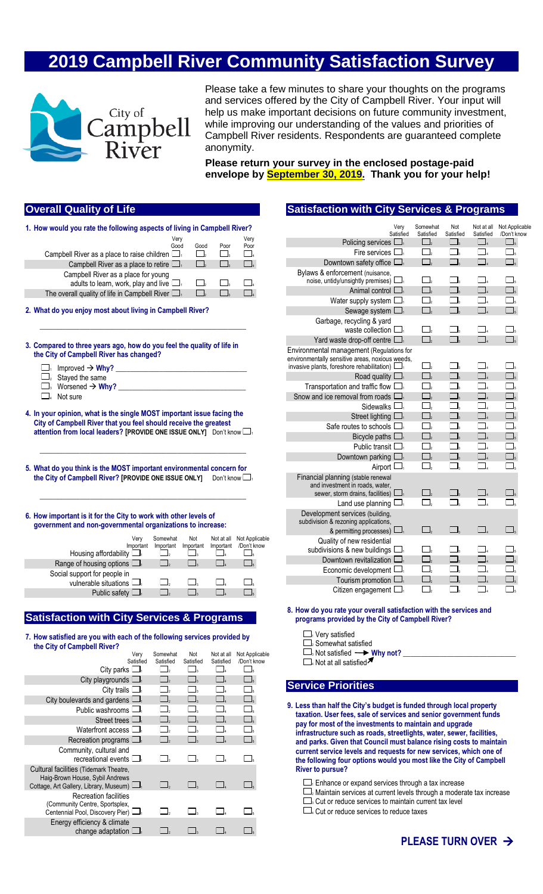# 2019 Campbell River Community Satisfaction Survey

Please take a few minutes to share your thoughts on the programs and services offered by the City of Campbell River. Your input will help us make important decisions on future community investment, while improving our understanding of the values and priorities of Campbell River residents. Respondents are guaranteed complete anonymity.

**Please return your survey in the enclosed postage-paid envelope by September 30, 2019. Thank you for your help!**

## Overall Quality of Life

**1. How would you rate the following aspects of living in Campbell River?**

| | Very Good | Good | Poor | Very Poor |
|---|---|---|---|---|
| Campbell River as a place to raise children | ☐1 | ☐2 | ☐3 | ☐4 |
| Campbell River as a place to retire | ☐1 | ☐2 | ☐3 | ☐4 |
| Campbell River as a place for young adults to learn, work, play and live | ☐1 | ☐2 | ☐3 | ☐4 |
| The overall quality of life in Campbell River | ☐1 | ☐2 | ☐3 | ☐4 |

**2. What do you enjoy most about living in Campbell River?**

\_\_\_\_\_\_\_\_\_\_\_\_\_\_\_\_\_\_\_\_\_\_\_\_\_\_\_\_\_\_\_\_\_\_\_\_\_\_\_\_\_\_\_\_\_\_\_\_

**3. Compared to three years ago, how do you feel the quality of life in the City of Campbell River has changed?**

- ☐1 Improved → **Why?** \_\_\_\_\_\_\_\_\_\_\_\_\_\_\_\_\_\_\_\_\_\_\_\_\_\_\_\_
- ☐2 Stayed the same
- ☐3 Worsened → **Why?** \_\_\_\_\_\_\_\_\_\_\_\_\_\_\_\_\_\_\_\_\_\_\_\_\_\_\_\_
- ☐4 Not sure

**4. In your opinion, what is the single MOST important issue facing the City of Campbell River that you feel should receive the greatest attention from local leaders? [PROVIDE ONE ISSUE ONLY]** Don't know ☐1

\_\_\_\_\_\_\_\_\_\_\_\_\_\_\_\_\_\_\_\_\_\_\_\_\_\_\_\_\_\_\_\_\_\_\_\_\_\_\_\_\_\_\_\_\_\_\_\_

**5. What do you think is the MOST important environmental concern for the City of Campbell River? [PROVIDE ONE ISSUE ONLY]** Don't know ☐1

\_\_\_\_\_\_\_\_\_\_\_\_\_\_\_\_\_\_\_\_\_\_\_\_\_\_\_\_\_\_\_\_\_\_\_\_\_\_\_\_\_\_\_\_\_\_\_\_

**6. How important is it for the City to work with other levels of government and non-governmental organizations to increase:**

| | Very Important | Somewhat Important | Not Important | Not at all Important | Not Applicable /Don't know |
|---|---|---|---|---|---|
| Housing affordability | ☐1 | ☐2 | ☐3 | ☐4 | ☐5 |
| Range of housing options | ☐1 | ☐2 | ☐3 | ☐4 | ☐5 |
| Social support for people in vulnerable situations | ☐1 | ☐2 | ☐3 | ☐4 | ☐5 |
| Public safety | ☐1 | ☐2 | ☐3 | ☐4 | ☐5 |

## Satisfaction with City Services & Programs

**7. How satisfied are you with each of the following services provided by the City of Campbell River?**

| | Very Satisfied | Somewhat Satisfied | Not Satisfied | Not at all Satisfied | Not Applicable /Don't know |
|---|---|---|---|---|---|
| City parks | ☐1 | ☐2 | ☐3 | ☐4 | ☐5 |
| City playgrounds | ☐1 | ☐2 | ☐3 | ☐4 | ☐5 |
| City trails | ☐1 | ☐2 | ☐3 | ☐4 | ☐5 |
| City boulevards and gardens | ☐1 | ☐2 | ☐3 | ☐4 | ☐5 |
| Public washrooms | ☐1 | ☐2 | ☐3 | ☐4 | ☐5 |
| Street trees | ☐1 | ☐2 | ☐3 | ☐4 | ☐5 |
| Waterfront access | ☐1 | ☐2 | ☐3 | ☐4 | ☐5 |
| Recreation programs | ☐1 | ☐2 | ☐3 | ☐4 | ☐5 |
| Community, cultural and recreational events | ☐1 | ☐2 | ☐3 | ☐4 | ☐5 |
| Cultural facilities (Tidemark Theatre, Haig-Brown House, Sybil Andrews Cottage, Art Gallery, Library, Museum) | ☐1 | ☐2 | ☐3 | ☐4 | ☐5 |
| Recreation facilities (Community Centre, Sportsplex, Centennial Pool, Discovery Pier) | ☐1 | ☐2 | ☐3 | ☐4 | ☐5 |
| Energy efficiency & climate change adaptation | ☐1 | ☐2 | ☐3 | ☐4 | ☐5 |
| Policing services | ☐1 | ☐2 | ☐3 | ☐4 | ☐5 |
| Fire services | ☐1 | ☐2 | ☐3 | ☐4 | ☐5 |
| Downtown safety office | ☐1 | ☐2 | ☐3 | ☐4 | ☐5 |
| Bylaws & enforcement (nuisance, noise, untidy/unsightly premises) | ☐1 | ☐2 | ☐3 | ☐4 | ☐5 |
| Animal control | ☐1 | ☐2 | ☐3 | ☐4 | ☐5 |
| Water supply system | ☐1 | ☐2 | ☐3 | ☐4 | ☐5 |
| Sewage system | ☐1 | ☐2 | ☐3 | ☐4 | ☐5 |
| Garbage, recycling & yard waste collection | ☐1 | ☐2 | ☐3 | ☐4 | ☐5 |
| Yard waste drop-off centre | ☐1 | ☐2 | ☐3 | ☐4 | ☐5 |
| Environmental management (Regulations for environmentally sensitive areas, noxious weeds, invasive plants, foreshore rehabilitation) | ☐1 | ☐2 | ☐3 | ☐4 | ☐5 |
| Road quality | ☐1 | ☐2 | ☐3 | ☐4 | ☐5 |
| Transportation and traffic flow | ☐1 | ☐2 | ☐3 | ☐4 | ☐5 |
| Snow and ice removal from roads | ☐1 | ☐2 | ☐3 | ☐4 | ☐5 |
| Sidewalks | ☐1 | ☐2 | ☐3 | ☐4 | ☐5 |
| Street lighting | ☐1 | ☐2 | ☐3 | ☐4 | ☐5 |
| Safe routes to schools | ☐1 | ☐2 | ☐3 | ☐4 | ☐5 |
| Bicycle paths | ☐1 | ☐2 | ☐3 | ☐4 | ☐5 |
| Public transit | ☐1 | ☐2 | ☐3 | ☐4 | ☐5 |
| Downtown parking | ☐1 | ☐2 | ☐3 | ☐4 | ☐5 |
| Airport | ☐1 | ☐2 | ☐3 | ☐4 | ☐5 |
| Financial planning (stable renewal and investment in roads, water, sewer, storm drains, facilities) | ☐1 | ☐2 | ☐3 | ☐4 | ☐5 |
| Land use planning | ☐1 | ☐2 | ☐3 | ☐4 | ☐5 |
| Development services (building, subdivision & rezoning applications, & permitting processes) | ☐1 | ☐2 | ☐3 | ☐4 | ☐5 |
| Quality of new residential subdivisions & new buildings | ☐1 | ☐2 | ☐3 | ☐4 | ☐5 |
| Downtown revitalization | ☐1 | ☐2 | ☐3 | ☐4 | ☐5 |
| Economic development | ☐1 | ☐2 | ☐3 | ☐4 | ☐5 |
| Tourism promotion | ☐1 | ☐2 | ☐3 | ☐4 | ☐5 |
| Citizen engagement | ☐1 | ☐2 | ☐3 | ☐4 | ☐5 |

**8. How do you rate your overall satisfaction with the services and programs provided by the City of Campbell River?**

- ☐1 Very satisfied
- ☐2 Somewhat satisfied
- ☐3 Not satisfied → **Why not?** \_\_\_\_\_\_\_\_\_\_\_\_\_\_\_\_\_\_\_\_\_\_\_\_\_\_\_\_
- ☐4 Not at all satisfied

## Service Priorities

**9. Less than half the City's budget is funded through local property taxation. User fees, sale of services and senior government funds pay for most of the investments to maintain and upgrade infrastructure such as roads, streetlights, water, sewer, facilities, and parks. Given that Council must balance rising costs to maintain current service levels and requests for new services, which one of the following four options would you most like the City of Campbell River to pursue?**

- ☐1 Enhance or expand services through a tax increase
- ☐2 Maintain services at current levels through a moderate tax increase
- ☐3 Cut or reduce services to maintain current tax level
- ☐4 Cut or reduce services to reduce taxes

**PLEASE TURN OVER →**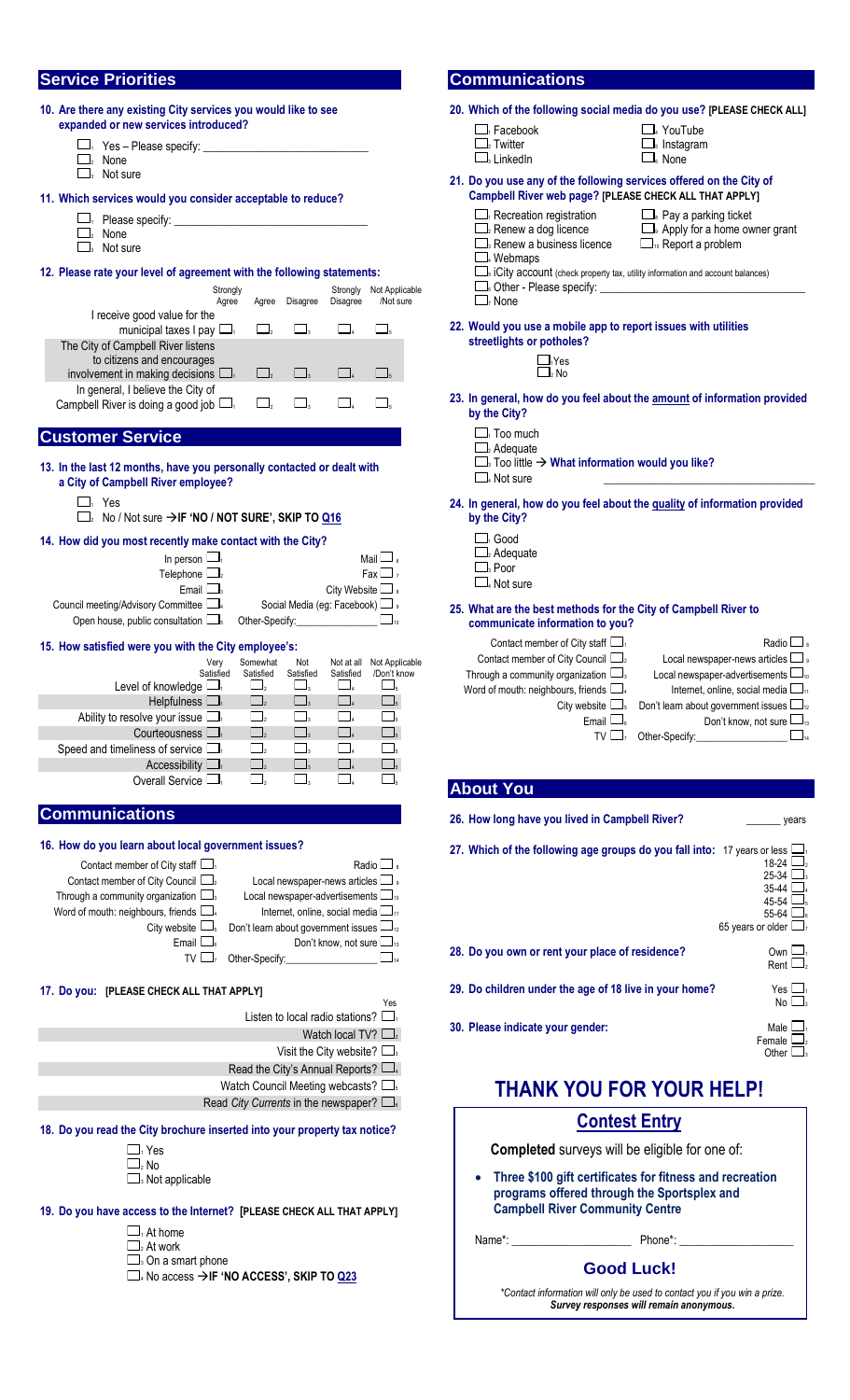## Service Priorities

**10. Are there any existing City services you would like to see expanded or new services introduced?**

- ☐1 Yes – Please specify: ___________________________
- ☐2 None
- ☐3 Not sure

**11. Which services would you consider acceptable to reduce?**

- ☐1 Please specify: ________________________________
- ☐2 None
- ☐3 Not sure

**12. Please rate your level of agreement with the following statements:**

| | Strongly Agree | Agree | Disagree | Strongly Disagree | Not Applicable /Not sure |
|---|---|---|---|---|---|
| I receive good value for the municipal taxes I pay | ☐1 | ☐2 | ☐3 | ☐4 | ☐5 |
| The City of Campbell River listens to citizens and encourages involvement in making decisions | ☐1 | ☐2 | ☐3 | ☐4 | ☐5 |
| In general, I believe the City of Campbell River is doing a good job | ☐1 | ☐2 | ☐3 | ☐4 | ☐5 |

## Customer Service

**13. In the last 12 months, have you personally contacted or dealt with a City of Campbell River employee?**

- ☐1 Yes
- ☐2 No / Not sure → **IF 'NO / NOT SURE', SKIP TO Q16**

**14. How did you most recently make contact with the City?**

- In person ☐1
- Telephone ☐2
- Email ☐3
- Council meeting/Advisory Committee ☐4
- Open house, public consultation ☐5
- Mail ☐6
- Fax ☐7
- City Website ☐8
- Social Media (eg: Facebook) ☐9
- Other-Specify: ____________ ☐10

**15. How satisfied were you with the City employee's:**

| | Very Satisfied | Somewhat Satisfied | Not Satisfied | Not at all Satisfied | Not Applicable /Don't know |
|---|---|---|---|---|---|
| Level of knowledge | ☐1 | ☐2 | ☐3 | ☐4 | ☐5 |
| Helpfulness | ☐1 | ☐2 | ☐3 | ☐4 | ☐5 |
| Ability to resolve your issue | ☐1 | ☐2 | ☐3 | ☐4 | ☐5 |
| Courteousness | ☐1 | ☐2 | ☐3 | ☐4 | ☐5 |
| Speed and timeliness of service | ☐1 | ☐2 | ☐3 | ☐4 | ☐5 |
| Accessibility | ☐1 | ☐2 | ☐3 | ☐4 | ☐5 |
| Overall Service | ☐1 | ☐2 | ☐3 | ☐4 | ☐5 |

## Communications

**16. How do you learn about local government issues?**

- Contact member of City staff ☐1
- Contact member of City Council ☐2
- Through a community organization ☐3
- Word of mouth: neighbours, friends ☐4
- City website ☐5
- Email ☐6
- TV ☐7
- Radio ☐8
- Local newspaper-news articles ☐9
- Local newspaper-advertisements ☐10
- Internet, online, social media ☐11
- Don't learn about government issues ☐12
- Don't know, not sure ☐13
- Other-Specify: ________________ ☐14

**17. Do you: [PLEASE CHECK ALL THAT APPLY]**

| | Yes |
|---|---|
| Listen to local radio stations? | ☐1 |
| Watch local TV? | ☐2 |
| Visit the City website? | ☐3 |
| Read the City's Annual Reports? | ☐4 |
| Watch Council Meeting webcasts? | ☐5 |
| Read *City Currents* in the newspaper? | ☐6 |

**18. Do you read the City brochure inserted into your property tax notice?**

- ☐1 Yes
- ☐2 No
- ☐3 Not applicable

**19. Do you have access to the Internet? [PLEASE CHECK ALL THAT APPLY]**

- ☐1 At home
- ☐2 At work
- ☐3 On a smart phone
- ☐4 No access → **IF 'NO ACCESS', SKIP TO Q23**

## Communications

**20. Which of the following social media do you use? [PLEASE CHECK ALL]**

- ☐1 Facebook
- ☐2 Twitter
- ☐3 LinkedIn
- ☐4 YouTube
- ☐5 Instagram
- ☐6 None

**21. Do you use any of the following services offered on the City of Campbell River web page? [PLEASE CHECK ALL THAT APPLY]**

- ☐1 Recreation registration
- ☐2 Renew a dog licence
- ☐3 Renew a business licence
- ☐4 Webmaps
- ☐5 iCity account (check property tax, utility information and account balances)
- ☐6 Other - Please specify: ________________________________
- ☐7 None
- ☐8 Pay a parking ticket
- ☐9 Apply for a home owner grant
- ☐10 Report a problem

**22. Would you use a mobile app to report issues with utilities streetlights or potholes?**

- ☐1 Yes
- ☐2 No

**23. In general, how do you feel about the amount of information provided by the City?**

- ☐1 Too much
- ☐2 Adequate
- ☐3 Too little → **What information would you like?**
- ☐4 Not sure ________________________________

**24. In general, how do you feel about the quality of information provided by the City?**

- ☐1 Good
- ☐2 Adequate
- ☐3 Poor
- ☐4 Not sure

**25. What are the best methods for the City of Campbell River to communicate information to you?**

- Contact member of City staff ☐1
- Contact member of City Council ☐2
- Through a community organization ☐3
- Word of mouth: neighbours, friends ☐4
- City website ☐5
- Email ☐6
- TV ☐7
- Radio ☐8
- Local newspaper-news articles ☐9
- Local newspaper-advertisements ☐10
- Internet, online, social media ☐11
- Don't learn about government issues ☐12
- Don't know, not sure ☐13
- Other-Specify: ________________ ☐14

## About You

**26. How long have you lived in Campbell River?** ______ years

**27. Which of the following age groups do you fall into:**

- 17 years or less ☐1
- 18-24 ☐2
- 25-34 ☐3
- 35-44 ☐4
- 45-54 ☐5
- 55-64 ☐6
- 65 years or older ☐7

**28. Do you own or rent your place of residence?** Own ☐1 Rent ☐2

**29. Do children under the age of 18 live in your home?** Yes ☐1 No ☐2

**30. Please indicate your gender:** Male ☐1 Female ☐2 Other ☐3

# THANK YOU FOR YOUR HELP!

## Contest Entry

**Completed** surveys will be eligible for one of:

- **Three $100 gift certificates for fitness and recreation programs offered through the Sportsplex and Campbell River Community Centre**

Name*: ____________________ Phone*: ____________________

### Good Luck!

*\*Contact information will only be used to contact you if you win a prize.*
***Survey responses will remain anonymous.***